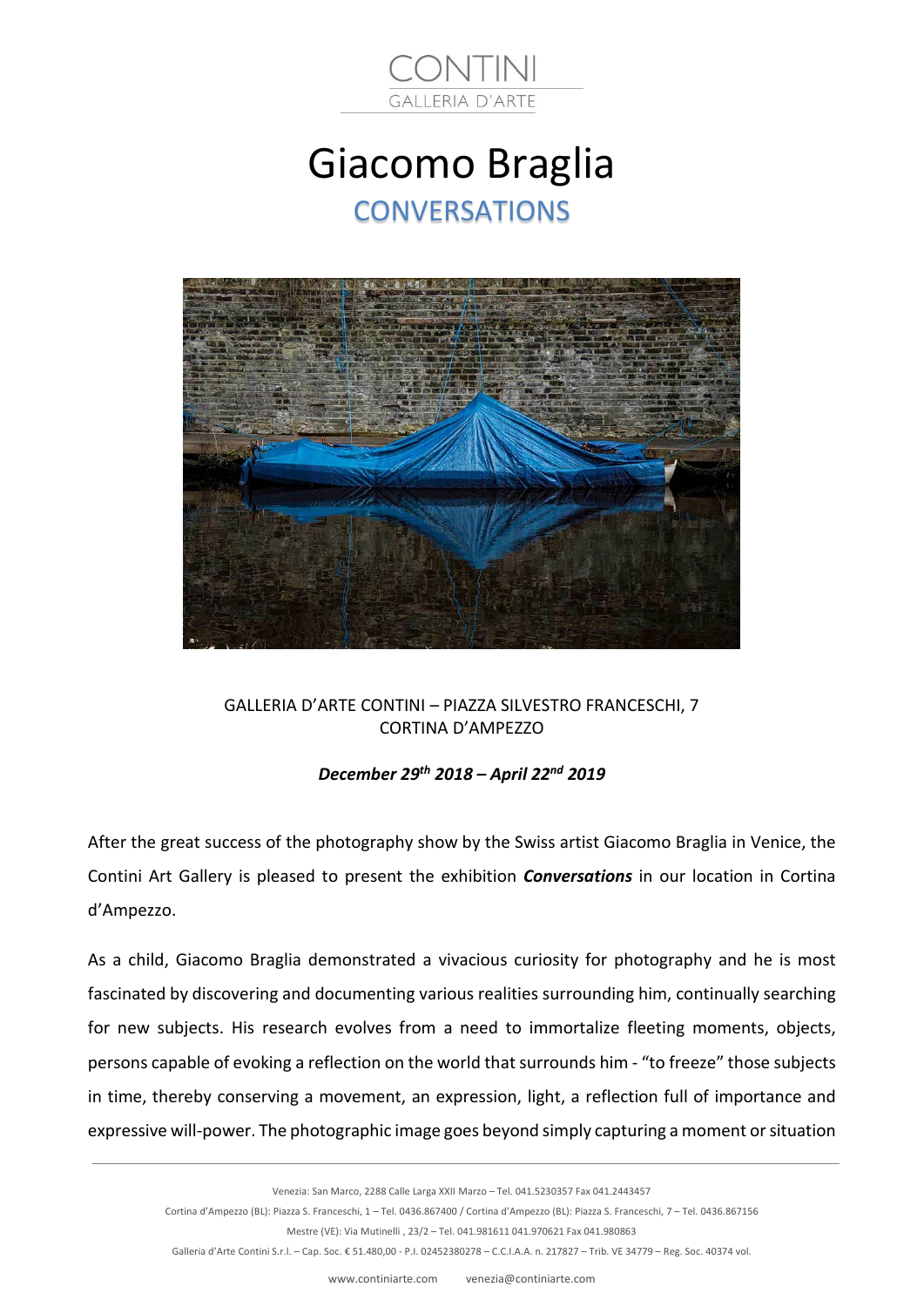CONTINI
GALLERIA D'ARTE

# Giacomo Braglia

## CONVERSATIONS

GALLERIA D'ARTE CONTINI – PIAZZA SILVESTRO FRANCESCHI, 7
CORTINA D'AMPEZZO

***December 29th 2018 – April 22nd 2019***

After the great success of the photography show by the Swiss artist Giacomo Braglia in Venice, the Contini Art Gallery is pleased to present the exhibition ***Conversations*** in our location in Cortina d'Ampezzo.

As a child, Giacomo Braglia demonstrated a vivacious curiosity for photography and he is most fascinated by discovering and documenting various realities surrounding him, continually searching for new subjects. His research evolves from a need to immortalize fleeting moments, objects, persons capable of evoking a reflection on the world that surrounds him - "to freeze" those subjects in time, thereby conserving a movement, an expression, light, a reflection full of importance and expressive will-power. The photographic image goes beyond simply capturing a moment or situation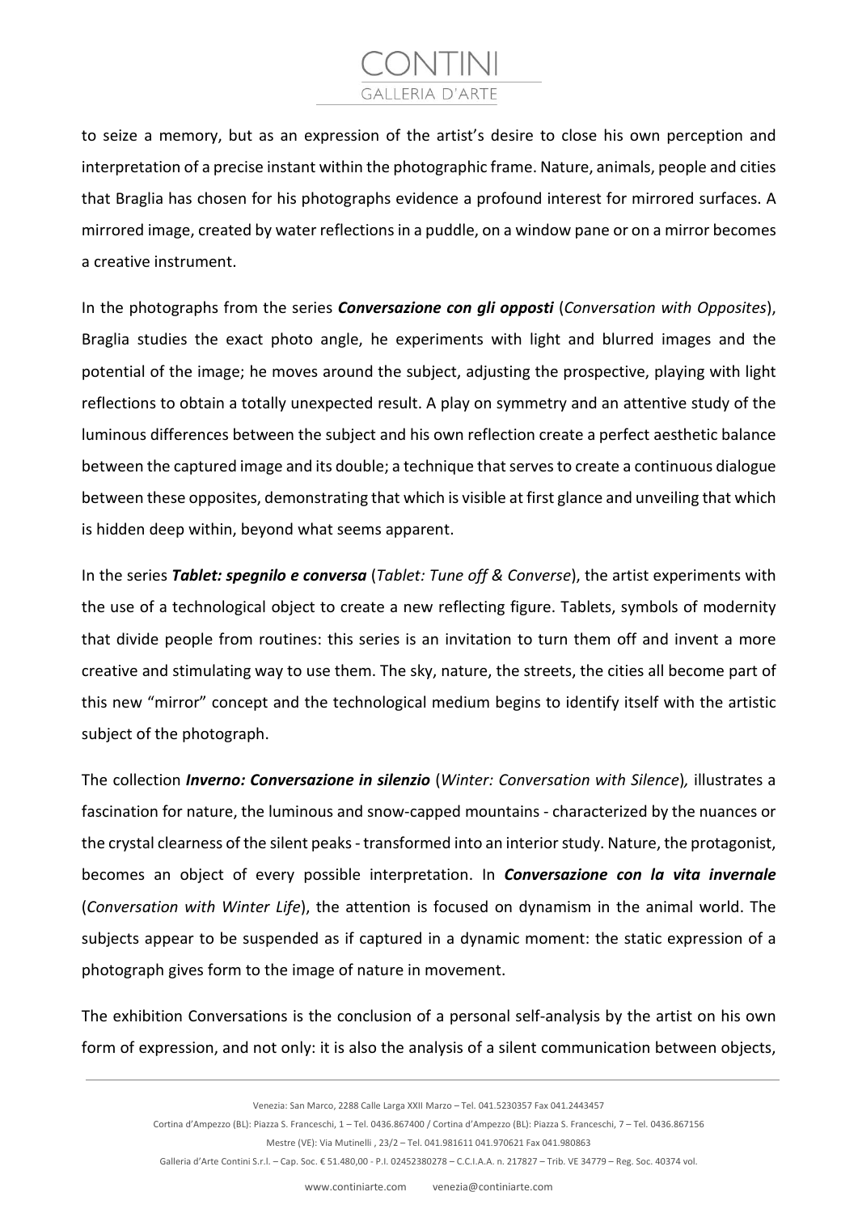to seize a memory, but as an expression of the artist's desire to close his own perception and interpretation of a precise instant within the photographic frame. Nature, animals, people and cities that Braglia has chosen for his photographs evidence a profound interest for mirrored surfaces. A mirrored image, created by water reflections in a puddle, on a window pane or on a mirror becomes a creative instrument.

In the photographs from the series ***Conversazione con gli opposti*** (*Conversation with Opposites*), Braglia studies the exact photo angle, he experiments with light and blurred images and the potential of the image; he moves around the subject, adjusting the prospective, playing with light reflections to obtain a totally unexpected result. A play on symmetry and an attentive study of the luminous differences between the subject and his own reflection create a perfect aesthetic balance between the captured image and its double; a technique that serves to create a continuous dialogue between these opposites, demonstrating that which is visible at first glance and unveiling that which is hidden deep within, beyond what seems apparent.

In the series ***Tablet: spegnilo e conversa*** (*Tablet: Tune off & Converse*), the artist experiments with the use of a technological object to create a new reflecting figure. Tablets, symbols of modernity that divide people from routines: this series is an invitation to turn them off and invent a more creative and stimulating way to use them. The sky, nature, the streets, the cities all become part of this new "mirror" concept and the technological medium begins to identify itself with the artistic subject of the photograph.

The collection ***Inverno: Conversazione in silenzio*** (*Winter: Conversation with Silence*), illustrates a fascination for nature, the luminous and snow-capped mountains - characterized by the nuances or the crystal clearness of the silent peaks - transformed into an interior study. Nature, the protagonist, becomes an object of every possible interpretation. In ***Conversazione con la vita invernale*** (*Conversation with Winter Life*), the attention is focused on dynamism in the animal world. The subjects appear to be suspended as if captured in a dynamic moment: the static expression of a photograph gives form to the image of nature in movement.

The exhibition Conversations is the conclusion of a personal self-analysis by the artist on his own form of expression, and not only: it is also the analysis of a silent communication between objects,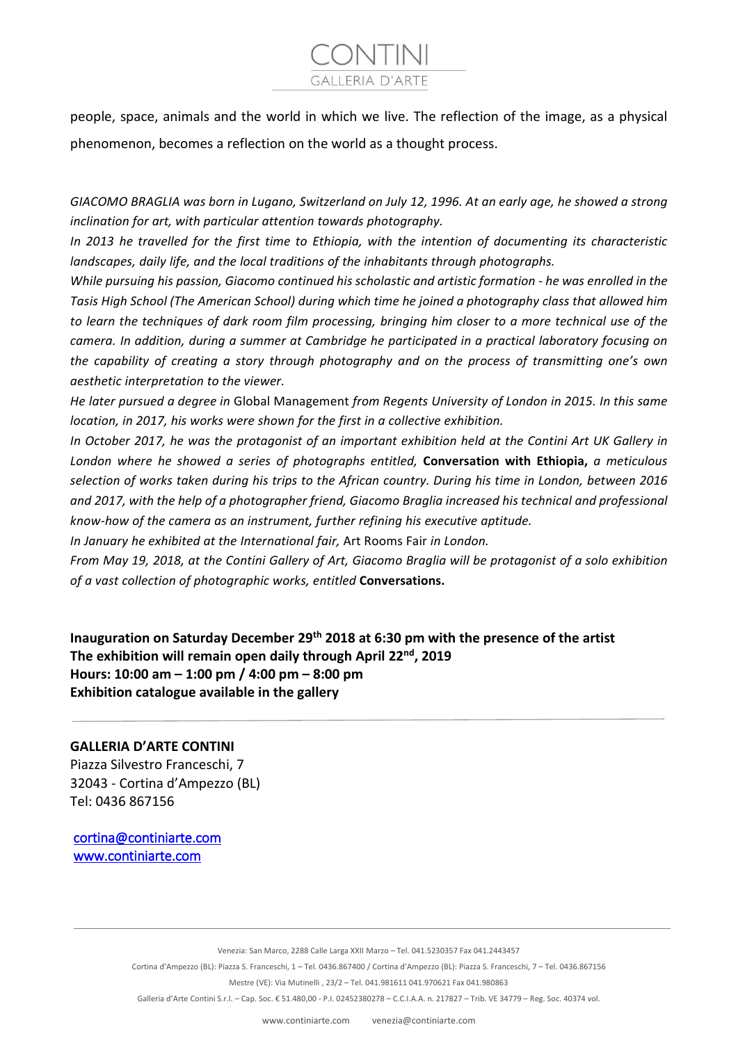people, space, animals and the world in which we live. The reflection of the image, as a physical phenomenon, becomes a reflection on the world as a thought process.

*GIACOMO BRAGLIA was born in Lugano, Switzerland on July 12, 1996. At an early age, he showed a strong inclination for art, with particular attention towards photography.*

*In 2013 he travelled for the first time to Ethiopia, with the intention of documenting its characteristic landscapes, daily life, and the local traditions of the inhabitants through photographs.*

*While pursuing his passion, Giacomo continued his scholastic and artistic formation - he was enrolled in the Tasis High School (The American School) during which time he joined a photography class that allowed him to learn the techniques of dark room film processing, bringing him closer to a more technical use of the camera. In addition, during a summer at Cambridge he participated in a practical laboratory focusing on the capability of creating a story through photography and on the process of transmitting one's own aesthetic interpretation to the viewer.*

*He later pursued a degree in* Global Management *from Regents University of London in 2015. In this same location, in 2017, his works were shown for the first in a collective exhibition.*

*In October 2017, he was the protagonist of an important exhibition held at the Contini Art UK Gallery in London where he showed a series of photographs entitled,* **Conversation with Ethiopia,** *a meticulous selection of works taken during his trips to the African country. During his time in London, between 2016 and 2017, with the help of a photographer friend, Giacomo Braglia increased his technical and professional know-how of the camera as an instrument, further refining his executive aptitude.*

*In January he exhibited at the International fair,* Art Rooms Fair *in London.*

*From May 19, 2018, at the Contini Gallery of Art, Giacomo Braglia will be protagonist of a solo exhibition of a vast collection of photographic works, entitled* **Conversations.**

**Inauguration on Saturday December 29th 2018 at 6:30 pm with the presence of the artist**
**The exhibition will remain open daily through April 22nd, 2019**
**Hours: 10:00 am – 1:00 pm / 4:00 pm – 8:00 pm**
**Exhibition catalogue available in the gallery**

---

**GALLERIA D'ARTE CONTINI**
Piazza Silvestro Franceschi, 7
32043 - Cortina d'Ampezzo (BL)
Tel: 0436 867156

cortina@continiarte.com
www.continiarte.com

Venezia: San Marco, 2288 Calle Larga XXII Marzo – Tel. 041.5230357 Fax 041.2443457
Cortina d'Ampezzo (BL): Piazza S. Franceschi, 1 – Tel. 0436.867400 / Cortina d'Ampezzo (BL): Piazza S. Franceschi, 7 – Tel. 0436.867156
Mestre (VE): Via Mutinelli , 23/2 – Tel. 041.981611 041.970621 Fax 041.980863
Galleria d'Arte Contini S.r.l. – Cap. Soc. € 51.480,00 - P.I. 02452380278 – C.C.I.A.A. n. 217827 – Trib. VE 34779 – Reg. Soc. 40374 vol.

www.continiarte.com venezia@continiarte.com